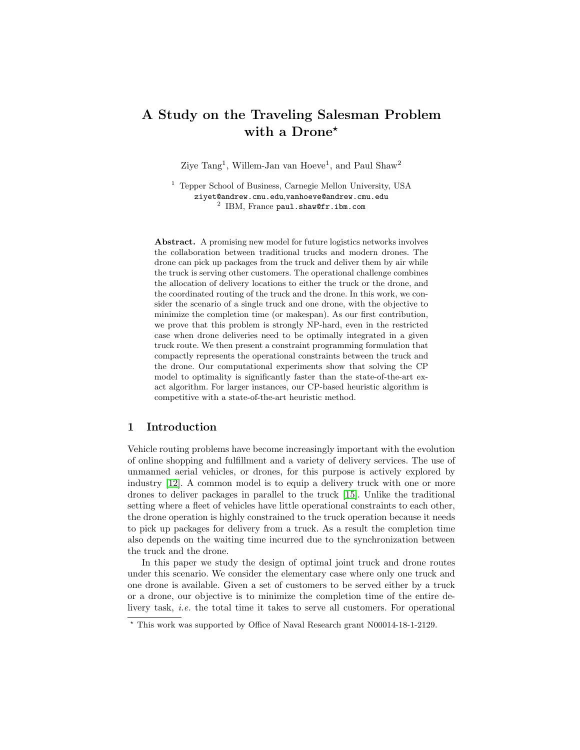# A Study on the Traveling Salesman Problem with a Drone*

Ziye Tang[1], Willem-Jan van Hoeve[1], and Paul Shaw[2]

[1] Tepper School of Business, Carnegie Mellon University, USA
ziyet@andrew.cmu.edu,vanhoeve@andrew.cmu.edu
[2] IBM, France paul.shaw@fr.ibm.com

**Abstract.** A promising new model for future logistics networks involves the collaboration between traditional trucks and modern drones. The drone can pick up packages from the truck and deliver them by air while the truck is serving other customers. The operational challenge combines the allocation of delivery locations to either the truck or the drone, and the coordinated routing of the truck and the drone. In this work, we consider the scenario of a single truck and one drone, with the objective to minimize the completion time (or makespan). As our first contribution, we prove that this problem is strongly NP-hard, even in the restricted case when drone deliveries need to be optimally integrated in a given truck route. We then present a constraint programming formulation that compactly represents the operational constraints between the truck and the drone. Our computational experiments show that solving the CP model to optimality is significantly faster than the state-of-the-art exact algorithm. For larger instances, our CP-based heuristic algorithm is competitive with a state-of-the-art heuristic method.

## 1 Introduction

Vehicle routing problems have become increasingly important with the evolution of online shopping and fulfillment and a variety of delivery services. The use of unmanned aerial vehicles, or drones, for this purpose is actively explored by industry [12]. A common model is to equip a delivery truck with one or more drones to deliver packages in parallel to the truck [15]. Unlike the traditional setting where a fleet of vehicles have little operational constraints to each other, the drone operation is highly constrained to the truck operation because it needs to pick up packages for delivery from a truck. As a result the completion time also depends on the waiting time incurred due to the synchronization between the truck and the drone.

In this paper we study the design of optimal joint truck and drone routes under this scenario. We consider the elementary case where only one truck and one drone is available. Given a set of customers to be served either by a truck or a drone, our objective is to minimize the completion time of the entire delivery task, *i.e.* the total time it takes to serve all customers. For operational

* This work was supported by Office of Naval Research grant N00014-18-1-2129.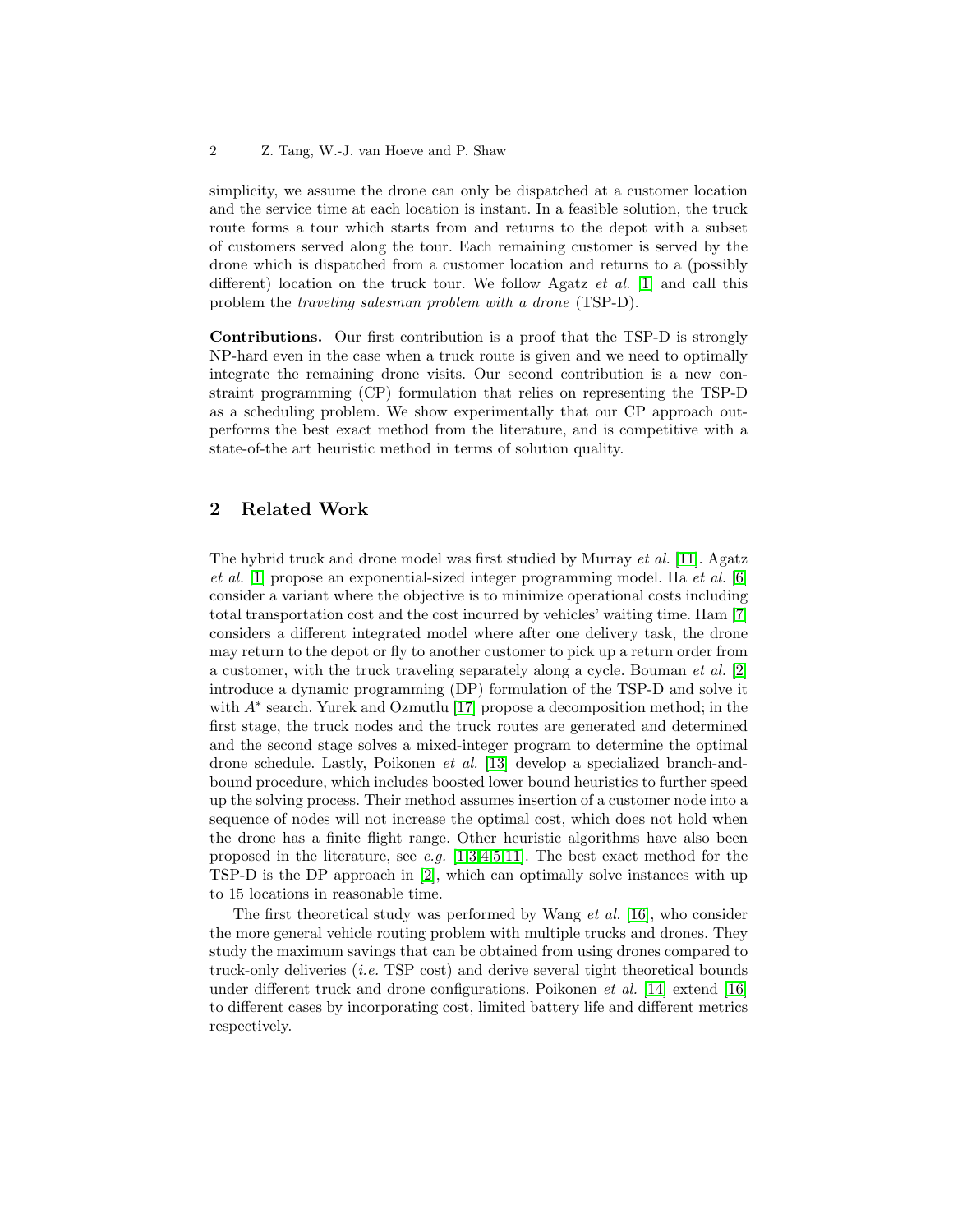simplicity, we assume the drone can only be dispatched at a customer location and the service time at each location is instant. In a feasible solution, the truck route forms a tour which starts from and returns to the depot with a subset of customers served along the tour. Each remaining customer is served by the drone which is dispatched from a customer location and returns to a (possibly different) location on the truck tour. We follow Agatz *et al.* [1] and call this problem the *traveling salesman problem with a drone* (TSP-D).

**Contributions.** Our first contribution is a proof that the TSP-D is strongly NP-hard even in the case when a truck route is given and we need to optimally integrate the remaining drone visits. Our second contribution is a new constraint programming (CP) formulation that relies on representing the TSP-D as a scheduling problem. We show experimentally that our CP approach outperforms the best exact method from the literature, and is competitive with a state-of-the art heuristic method in terms of solution quality.

## 2 Related Work

The hybrid truck and drone model was first studied by Murray *et al.* [11]. Agatz *et al.* [1] propose an exponential-sized integer programming model. Ha *et al.* [6] consider a variant where the objective is to minimize operational costs including total transportation cost and the cost incurred by vehicles' waiting time. Ham [7] considers a different integrated model where after one delivery task, the drone may return to the depot or fly to another customer to pick up a return order from a customer, with the truck traveling separately along a cycle. Bouman *et al.* [2] introduce a dynamic programming (DP) formulation of the TSP-D and solve it with $A^*$ search. Yurek and Ozmutlu [17] propose a decomposition method; in the first stage, the truck nodes and the truck routes are generated and determined and the second stage solves a mixed-integer program to determine the optimal drone schedule. Lastly, Poikonen *et al.* [13] develop a specialized branch-and-bound procedure, which includes boosted lower bound heuristics to further speed up the solving process. Their method assumes insertion of a customer node into a sequence of nodes will not increase the optimal cost, which does not hold when the drone has a finite flight range. Other heuristic algorithms have also been proposed in the literature, see *e.g.* [1,3,4,5,11]. The best exact method for the TSP-D is the DP approach in [2], which can optimally solve instances with up to 15 locations in reasonable time.

The first theoretical study was performed by Wang *et al.* [16], who consider the more general vehicle routing problem with multiple trucks and drones. They study the maximum savings that can be obtained from using drones compared to truck-only deliveries (*i.e.* TSP cost) and derive several tight theoretical bounds under different truck and drone configurations. Poikonen *et al.* [14] extend [16] to different cases by incorporating cost, limited battery life and different metrics respectively.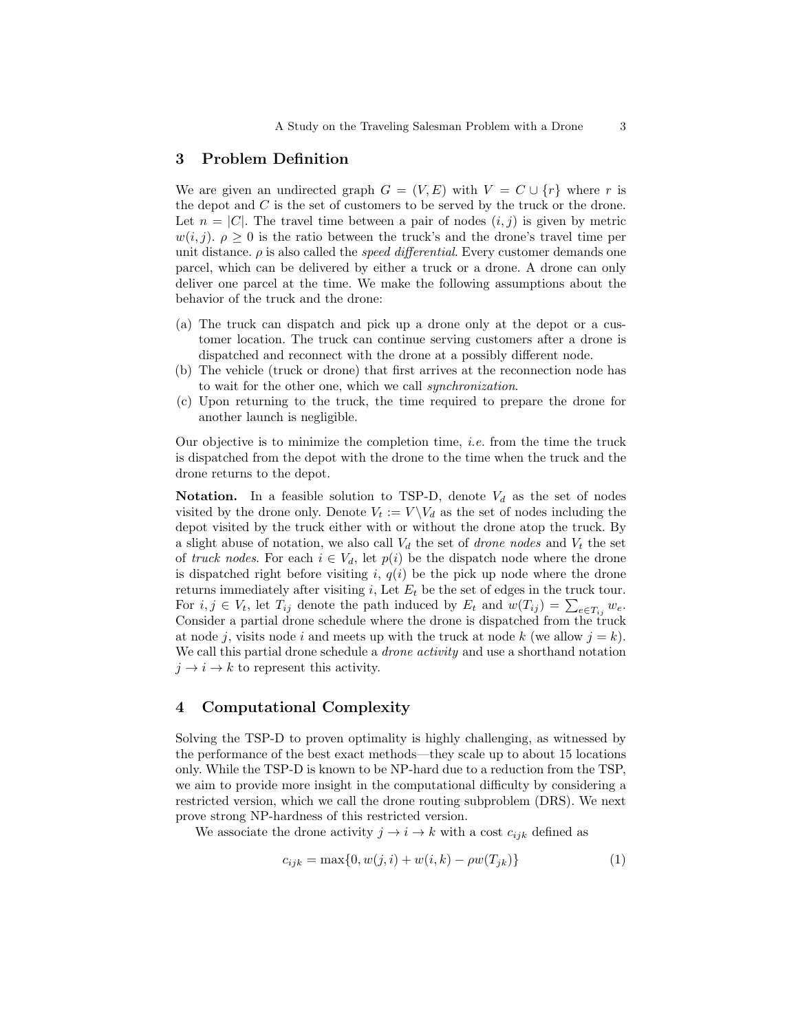## 3 Problem Definition

We are given an undirected graph $G = (V, E)$ with $V = C \cup \{r\}$ where $r$ is the depot and $C$ is the set of customers to be served by the truck or the drone. Let $n = |C|$. The travel time between a pair of nodes $(i, j)$ is given by metric $w(i, j)$. $\rho \geq 0$ is the ratio between the truck's and the drone's travel time per unit distance. $\rho$ is also called the *speed differential*. Every customer demands one parcel, which can be delivered by either a truck or a drone. A drone can only deliver one parcel at the time. We make the following assumptions about the behavior of the truck and the drone:

(a) The truck can dispatch and pick up a drone only at the depot or a customer location. The truck can continue serving customers after a drone is dispatched and reconnect with the drone at a possibly different node.
(b) The vehicle (truck or drone) that first arrives at the reconnection node has to wait for the other one, which we call *synchronization*.
(c) Upon returning to the truck, the time required to prepare the drone for another launch is negligible.

Our objective is to minimize the completion time, *i.e.* from the time the truck is dispatched from the depot with the drone to the time when the truck and the drone returns to the depot.

**Notation.** In a feasible solution to TSP-D, denote $V_d$ as the set of nodes visited by the drone only. Denote $V_t := V \backslash V_d$ as the set of nodes including the depot visited by the truck either with or without the drone atop the truck. By a slight abuse of notation, we also call $V_d$ the set of *drone nodes* and $V_t$ the set of *truck nodes*. For each $i \in V_d$, let $p(i)$ be the dispatch node where the drone is dispatched right before visiting $i$, $q(i)$ be the pick up node where the drone returns immediately after visiting $i$, Let $E_t$ be the set of edges in the truck tour. For $i, j \in V_t$, let $T_{ij}$ denote the path induced by $E_t$ and $w(T_{ij}) = \sum_{e \in T_{ij}} w_e$. Consider a partial drone schedule where the drone is dispatched from the truck at node $j$, visits node $i$ and meets up with the truck at node $k$ (we allow $j = k$). We call this partial drone schedule a *drone activity* and use a shorthand notation $j \to i \to k$ to represent this activity.

## 4 Computational Complexity

Solving the TSP-D to proven optimality is highly challenging, as witnessed by the performance of the best exact methods—they scale up to about 15 locations only. While the TSP-D is known to be NP-hard due to a reduction from the TSP, we aim to provide more insight in the computational difficulty by considering a restricted version, which we call the drone routing subproblem (DRS). We next prove strong NP-hardness of this restricted version.

We associate the drone activity $j \to i \to k$ with a cost $c_{ijk}$ defined as

$$c_{ijk} = \max\{0, w(j, i) + w(i, k) - \rho w(T_{jk})\} \tag{1}$$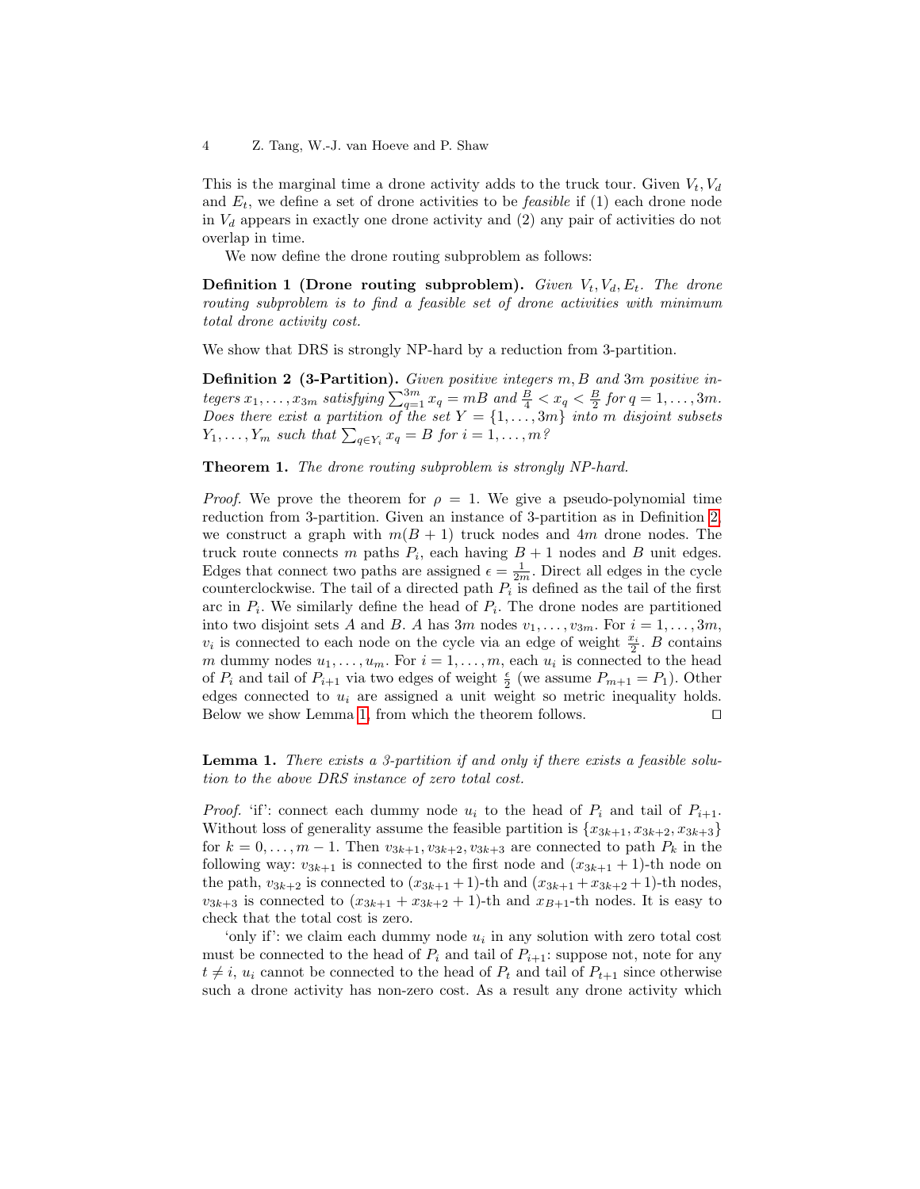This is the marginal time a drone activity adds to the truck tour. Given $V_t, V_d$ and $E_t$, we define a set of drone activities to be *feasible* if (1) each drone node in $V_d$ appears in exactly one drone activity and (2) any pair of activities do not overlap in time.

We now define the drone routing subproblem as follows:

**Definition 1 (Drone routing subproblem).** *Given $V_t, V_d, E_t$. The drone routing subproblem is to find a feasible set of drone activities with minimum total drone activity cost.*

We show that DRS is strongly NP-hard by a reduction from 3-partition.

**Definition 2 (3-Partition).** *Given positive integers $m, B$ and $3m$ positive integers $x_1, \ldots, x_{3m}$ satisfying $\sum_{q=1}^{3m} x_q = mB$ and $\frac{B}{4} < x_q < \frac{B}{2}$ for $q = 1, \ldots, 3m$. Does there exist a partition of the set $Y = \{1, \ldots, 3m\}$ into $m$ disjoint subsets $Y_1, \ldots, Y_m$ such that $\sum_{q \in Y_i} x_q = B$ for $i = 1, \ldots, m$?*

**Theorem 1.** *The drone routing subproblem is strongly NP-hard.*

*Proof.* We prove the theorem for $\rho = 1$. We give a pseudo-polynomial time reduction from 3-partition. Given an instance of 3-partition as in Definition 2, we construct a graph with $m(B+1)$ truck nodes and $4m$ drone nodes. The truck route connects $m$ paths $P_i$, each having $B+1$ nodes and $B$ unit edges. Edges that connect two paths are assigned $\epsilon = \frac{1}{2m}$. Direct all edges in the cycle counterclockwise. The tail of a directed path $P_i$ is defined as the tail of the first arc in $P_i$. We similarly define the head of $P_i$. The drone nodes are partitioned into two disjoint sets $A$ and $B$. $A$ has $3m$ nodes $v_1, \ldots, v_{3m}$. For $i = 1, \ldots, 3m$, $v_i$ is connected to each node on the cycle via an edge of weight $\frac{x_i}{2}$. $B$ contains $m$ dummy nodes $u_1, \ldots, u_m$. For $i = 1, \ldots, m$, each $u_i$ is connected to the head of $P_i$ and tail of $P_{i+1}$ via two edges of weight $\frac{\epsilon}{2}$ (we assume $P_{m+1} = P_1$). Other edges connected to $u_i$ are assigned a unit weight so metric inequality holds. Below we show Lemma 1, from which the theorem follows. ◻

**Lemma 1.** *There exists a 3-partition if and only if there exists a feasible solution to the above DRS instance of zero total cost.*

*Proof.* 'if': connect each dummy node $u_i$ to the head of $P_i$ and tail of $P_{i+1}$. Without loss of generality assume the feasible partition is $\{x_{3k+1}, x_{3k+2}, x_{3k+3}\}$ for $k = 0, \ldots, m-1$. Then $v_{3k+1}, v_{3k+2}, v_{3k+3}$ are connected to path $P_k$ in the following way: $v_{3k+1}$ is connected to the first node and $(x_{3k+1}+1)$-th node on the path, $v_{3k+2}$ is connected to $(x_{3k+1}+1)$-th and $(x_{3k+1}+x_{3k+2}+1)$-th nodes, $v_{3k+3}$ is connected to $(x_{3k+1}+x_{3k+2}+1)$-th and $x_{B+1}$-th nodes. It is easy to check that the total cost is zero.

'only if': we claim each dummy node $u_i$ in any solution with zero total cost must be connected to the head of $P_i$ and tail of $P_{i+1}$: suppose not, note for any $t \neq i$, $u_i$ cannot be connected to the head of $P_t$ and tail of $P_{t+1}$ since otherwise such a drone activity has non-zero cost. As a result any drone activity which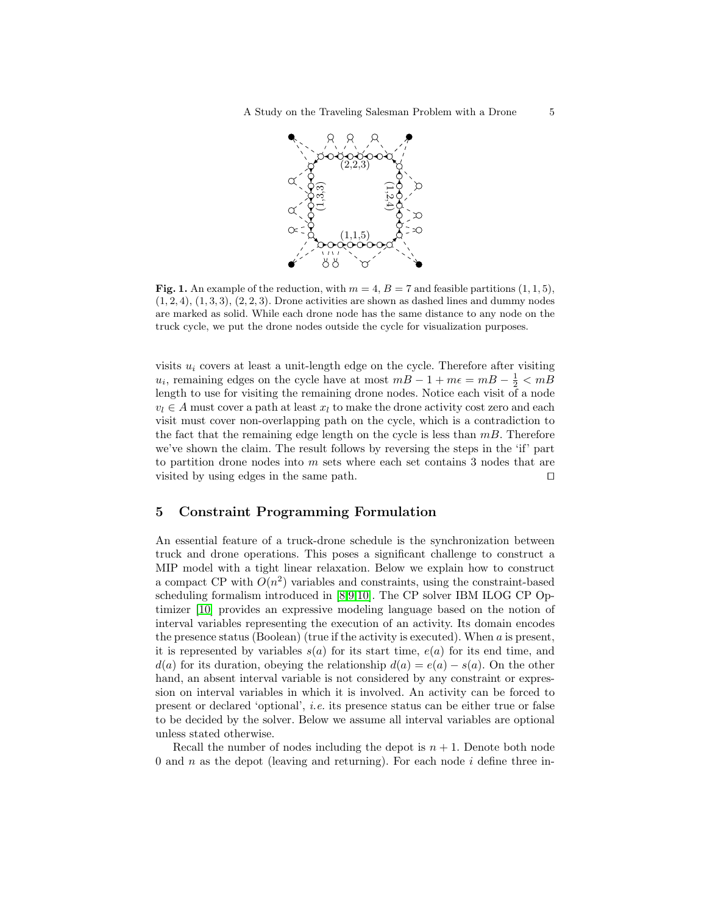**Fig. 1.** An example of the reduction, with $m = 4$, $B = 7$ and feasible partitions $(1, 1, 5)$, $(1, 2, 4)$, $(1, 3, 3)$, $(2, 2, 3)$. Drone activities are shown as dashed lines and dummy nodes are marked as solid. While each drone node has the same distance to any node on the truck cycle, we put the drone nodes outside the cycle for visualization purposes.

visits $u_i$ covers at least a unit-length edge on the cycle. Therefore after visiting $u_i$, remaining edges on the cycle have at most $mB - 1 + m\epsilon = mB - \frac{1}{2} < mB$ length to use for visiting the remaining drone nodes. Notice each visit of a node $v_l \in A$ must cover a path at least $x_l$ to make the drone activity cost zero and each visit must cover non-overlapping path on the cycle, which is a contradiction to the fact that the remaining edge length on the cycle is less than $mB$. Therefore we've shown the claim. The result follows by reversing the steps in the 'if' part to partition drone nodes into $m$ sets where each set contains 3 nodes that are visited by using edges in the same path. $\square$

## 5 Constraint Programming Formulation

An essential feature of a truck-drone schedule is the synchronization between truck and drone operations. This poses a significant challenge to construct a MIP model with a tight linear relaxation. Below we explain how to construct a compact CP with $O(n^2)$ variables and constraints, using the constraint-based scheduling formalism introduced in [8,9,10]. The CP solver IBM ILOG CP Optimizer [10] provides an expressive modeling language based on the notion of interval variables representing the execution of an activity. Its domain encodes the presence status (Boolean) (true if the activity is executed). When $a$ is present, it is represented by variables $s(a)$ for its start time, $e(a)$ for its end time, and $d(a)$ for its duration, obeying the relationship $d(a) = e(a) - s(a)$. On the other hand, an absent interval variable is not considered by any constraint or expression on interval variables in which it is involved. An activity can be forced to present or declared 'optional', *i.e.* its presence status can be either true or false to be decided by the solver. Below we assume all interval variables are optional unless stated otherwise.

Recall the number of nodes including the depot is $n + 1$. Denote both node 0 and $n$ as the depot (leaving and returning). For each node $i$ define three in-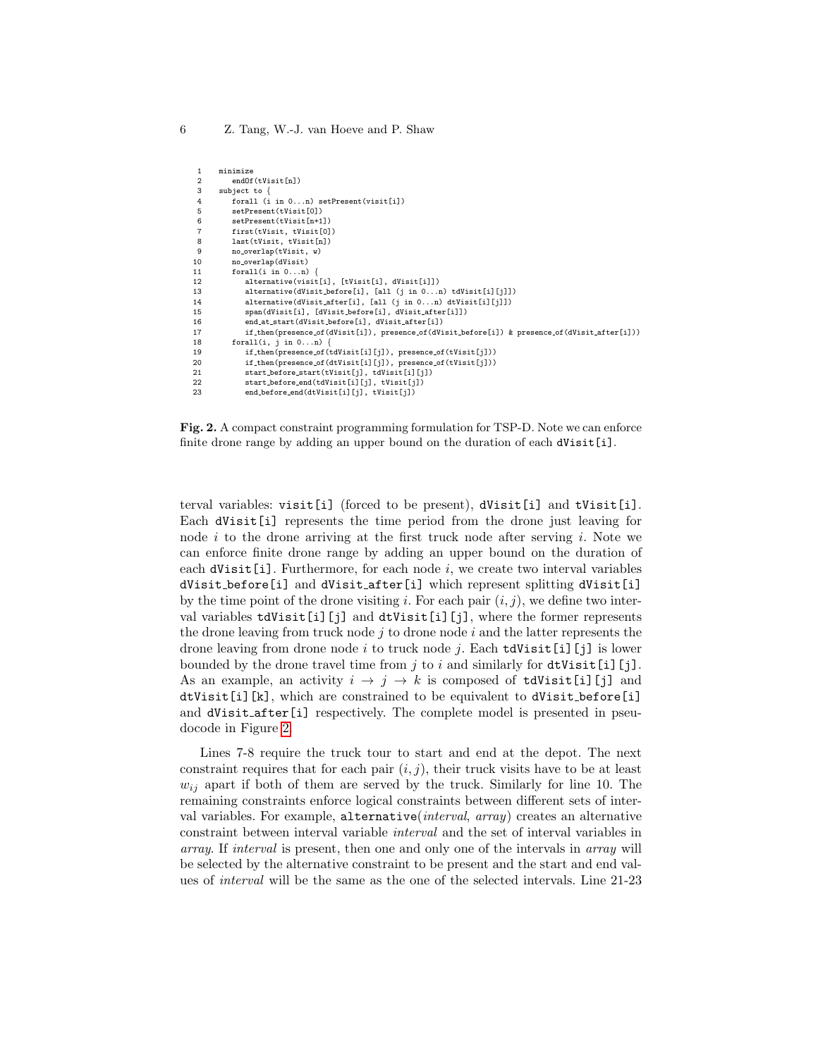```
1   minimize
2     endOf(tVisit[n])
3   subject to {
4     forall (i in 0...n) setPresent(visit[i])
5     setPresent(tVisit[0])
6     setPresent(tVisit[n+1])
7     first(tVisit, tVisit[0])
8     last(tVisit, tVisit[n])
9     no_overlap(tVisit, w)
10    no_overlap(dVisit)
11    forall(i in 0...n) {
12      alternative(visit[i], [tVisit[i], dVisit[i]])
13      alternative(dVisit_before[i], [all (j in 0...n) tdVisit[i][j]])
14      alternative(dVisit_after[i], [all (j in 0...n) dtVisit[i][j]])
15      span(dVisit[i], [dVisit_before[i], dVisit_after[i]])
16      end_at_start(dVisit_before[i], dVisit_after[i])
17      if_then(presence_of(dVisit[i]), presence_of(dVisit_before[i]) & presence_of(dVisit_after[i]))
18    forall(i, j in 0...n) {
19      if_then(presence_of(tdVisit[i][j]), presence_of(tVisit[j]))
20      if_then(presence_of(dtVisit[i][j]), presence_of(tVisit[j]))
21      start_before_start(tVisit[j], tdVisit[i][j])
22      start_before_end(tdVisit[i][j], tVisit[j])
23      end_before_end(dtVisit[i][j], tVisit[j])
```

**Fig. 2.** A compact constraint programming formulation for TSP-D. Note we can enforce finite drone range by adding an upper bound on the duration of each `dVisit[i]`.

terval variables: `visit[i]` (forced to be present), `dVisit[i]` and `tVisit[i]`. Each `dVisit[i]` represents the time period from the drone just leaving for node $i$ to the drone arriving at the first truck node after serving $i$. Note we can enforce finite drone range by adding an upper bound on the duration of each `dVisit[i]`. Furthermore, for each node $i$, we create two interval variables `dVisit_before[i]` and `dVisit_after[i]` which represent splitting `dVisit[i]` by the time point of the drone visiting $i$. For each pair $(i, j)$, we define two interval variables `tdVisit[i][j]` and `dtVisit[i][j]`, where the former represents the drone leaving from truck node $j$ to drone node $i$ and the latter represents the drone leaving from drone node $i$ to truck node $j$. Each `tdVisit[i][j]` is lower bounded by the drone travel time from $j$ to $i$ and similarly for `dtVisit[i][j]`. As an example, an activity $i \rightarrow j \rightarrow k$ is composed of `tdVisit[i][j]` and `dtVisit[i][k]`, which are constrained to be equivalent to `dVisit_before[i]` and `dVisit_after[i]` respectively. The complete model is presented in pseudocode in Figure 2.

Lines 7-8 require the truck tour to start and end at the depot. The next constraint requires that for each pair $(i, j)$, their truck visits have to be at least $w_{ij}$ apart if both of them are served by the truck. Similarly for line 10. The remaining constraints enforce logical constraints between different sets of interval variables. For example, `alternative`(*interval*, *array*) creates an alternative constraint between interval variable *interval* and the set of interval variables in *array*. If *interval* is present, then one and only one of the intervals in *array* will be selected by the alternative constraint to be present and the start and end values of *interval* will be the same as the one of the selected intervals. Line 21-23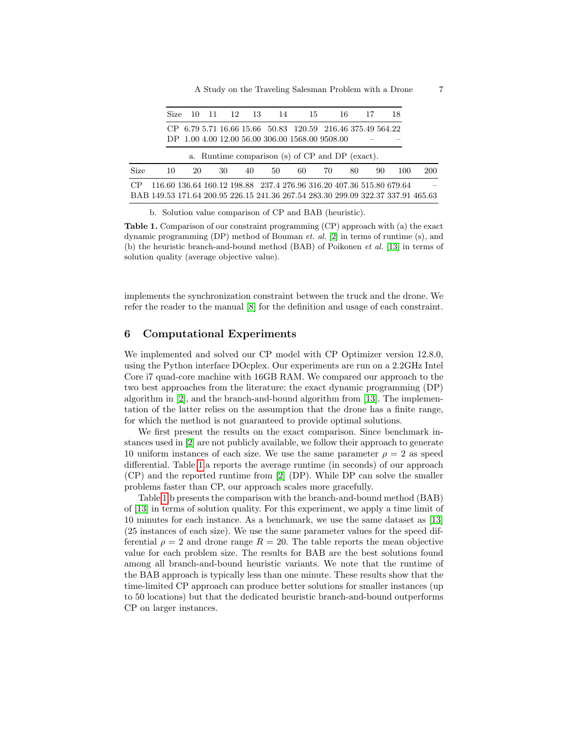| Size | 10 | 11 | 12 | 13 | 14 | 15 | 16 | 17 | 18 |
|---|---|---|---|---|---|---|---|---|---|
| CP | 6.79 | 5.71 | 16.66 | 15.66 | 50.83 | 120.59 | 216.46 | 375.49 | 564.22 |
| DP | 1.00 | 4.00 | 12.00 | 56.00 | 306.00 | 1568.00 | 9508.00 | – | – |

a. Runtime comparison (s) of CP and DP (exact).

| Size | 10 | 20 | 30 | 40 | 50 | 60 | 70 | 80 | 90 | 100 | 200 |
|---|---|---|---|---|---|---|---|---|---|---|---|
| CP | 116.60 | 136.64 | 160.12 | 198.88 | 237.4 | 276.96 | 316.20 | 407.36 | 515.80 | 679.64 | – |
| BAB | 149.53 | 171.64 | 200.95 | 226.15 | 241.36 | 267.54 | 283.30 | 299.09 | 322.37 | 337.91 | 465.63 |

b. Solution value comparison of CP and BAB (heuristic).

**Table 1.** Comparison of our constraint programming (CP) approach with (a) the exact dynamic programming (DP) method of Bouman *et. al.* [2] in terms of runtime (s), and (b) the heuristic branch-and-bound method (BAB) of Poikonen *et al.* [13] in terms of solution quality (average objective value).

implements the synchronization constraint between the truck and the drone. We refer the reader to the manual [8] for the definition and usage of each constraint.

## 6 Computational Experiments

We implemented and solved our CP model with CP Optimizer version 12.8.0, using the Python interface DOcplex. Our experiments are run on a 2.2GHz Intel Core i7 quad-core machine with 16GB RAM. We compared our approach to the two best approaches from the literature: the exact dynamic programming (DP) algorithm in [2], and the branch-and-bound algorithm from [13]. The implementation of the latter relies on the assumption that the drone has a finite range, for which the method is not guaranteed to provide optimal solutions.

We first present the results on the exact comparison. Since benchmark instances used in [2] are not publicly available, we follow their approach to generate 10 uniform instances of each size. We use the same parameter $\rho = 2$ as speed differential. Table 1.a reports the average runtime (in seconds) of our approach (CP) and the reported runtime from [2] (DP). While DP can solve the smaller problems faster than CP, our approach scales more gracefully.

Table 1.b presents the comparison with the branch-and-bound method (BAB) of [13] in terms of solution quality. For this experiment, we apply a time limit of 10 minutes for each instance. As a benchmark, we use the same dataset as [13] (25 instances of each size). We use the same parameter values for the speed differential $\rho = 2$ and drone range $R = 20$. The table reports the mean objective value for each problem size. The results for BAB are the best solutions found among all branch-and-bound heuristic variants. We note that the runtime of the BAB approach is typically less than one minute. These results show that the time-limited CP approach can produce better solutions for smaller instances (up to 50 locations) but that the dedicated heuristic branch-and-bound outperforms CP on larger instances.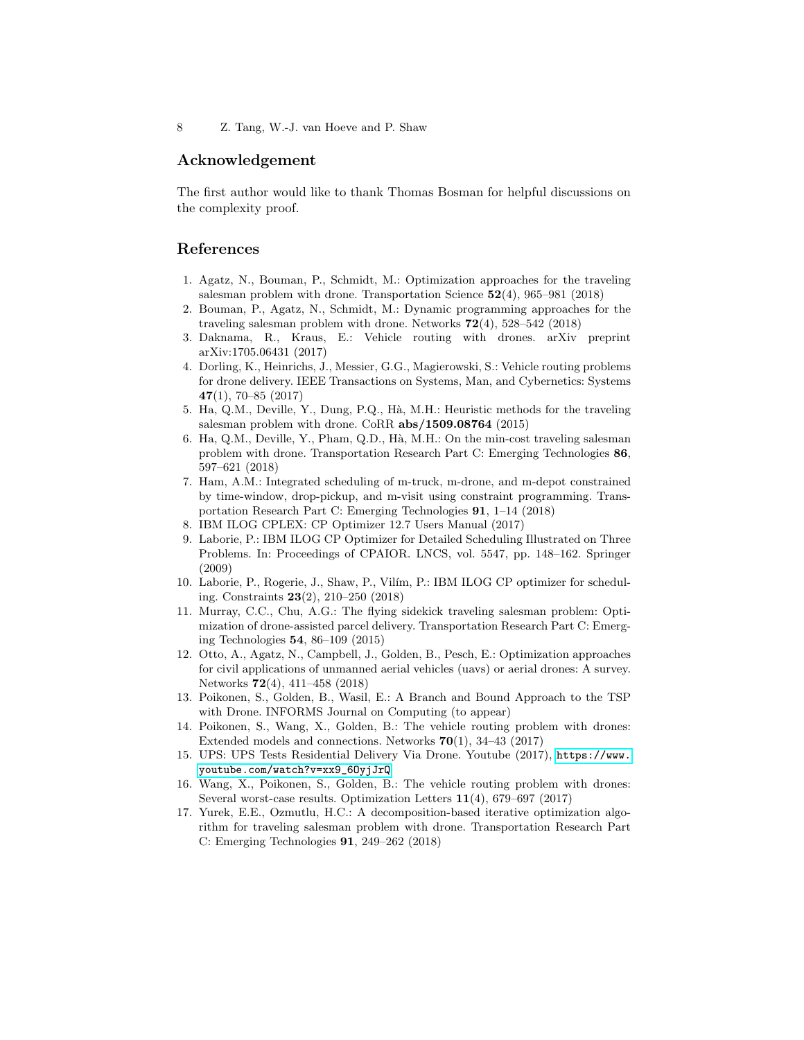## Acknowledgement

The first author would like to thank Thomas Bosman for helpful discussions on the complexity proof.

## References

1. Agatz, N., Bouman, P., Schmidt, M.: Optimization approaches for the traveling salesman problem with drone. Transportation Science **52**(4), 965–981 (2018)
2. Bouman, P., Agatz, N., Schmidt, M.: Dynamic programming approaches for the traveling salesman problem with drone. Networks **72**(4), 528–542 (2018)
3. Daknama, R., Kraus, E.: Vehicle routing with drones. arXiv preprint arXiv:1705.06431 (2017)
4. Dorling, K., Heinrichs, J., Messier, G.G., Magierowski, S.: Vehicle routing problems for drone delivery. IEEE Transactions on Systems, Man, and Cybernetics: Systems **47**(1), 70–85 (2017)
5. Ha, Q.M., Deville, Y., Dung, P.Q., Hà, M.H.: Heuristic methods for the traveling salesman problem with drone. CoRR **abs/1509.08764** (2015)
6. Ha, Q.M., Deville, Y., Pham, Q.D., Hà, M.H.: On the min-cost traveling salesman problem with drone. Transportation Research Part C: Emerging Technologies **86**, 597–621 (2018)
7. Ham, A.M.: Integrated scheduling of m-truck, m-drone, and m-depot constrained by time-window, drop-pickup, and m-visit using constraint programming. Transportation Research Part C: Emerging Technologies **91**, 1–14 (2018)
8. IBM ILOG CPLEX: CP Optimizer 12.7 Users Manual (2017)
9. Laborie, P.: IBM ILOG CP Optimizer for Detailed Scheduling Illustrated on Three Problems. In: Proceedings of CPAIOR. LNCS, vol. 5547, pp. 148–162. Springer (2009)
10. Laborie, P., Rogerie, J., Shaw, P., Vilím, P.: IBM ILOG CP optimizer for scheduling. Constraints **23**(2), 210–250 (2018)
11. Murray, C.C., Chu, A.G.: The flying sidekick traveling salesman problem: Optimization of drone-assisted parcel delivery. Transportation Research Part C: Emerging Technologies **54**, 86–109 (2015)
12. Otto, A., Agatz, N., Campbell, J., Golden, B., Pesch, E.: Optimization approaches for civil applications of unmanned aerial vehicles (uavs) or aerial drones: A survey. Networks **72**(4), 411–458 (2018)
13. Poikonen, S., Golden, B., Wasil, E.: A Branch and Bound Approach to the TSP with Drone. INFORMS Journal on Computing (to appear)
14. Poikonen, S., Wang, X., Golden, B.: The vehicle routing problem with drones: Extended models and connections. Networks **70**(1), 34–43 (2017)
15. UPS: UPS Tests Residential Delivery Via Drone. Youtube (2017), https://www.youtube.com/watch?v=xx9_6OyjJrQ
16. Wang, X., Poikonen, S., Golden, B.: The vehicle routing problem with drones: Several worst-case results. Optimization Letters **11**(4), 679–697 (2017)
17. Yurek, E.E., Ozmutlu, H.C.: A decomposition-based iterative optimization algorithm for traveling salesman problem with drone. Transportation Research Part C: Emerging Technologies **91**, 249–262 (2018)